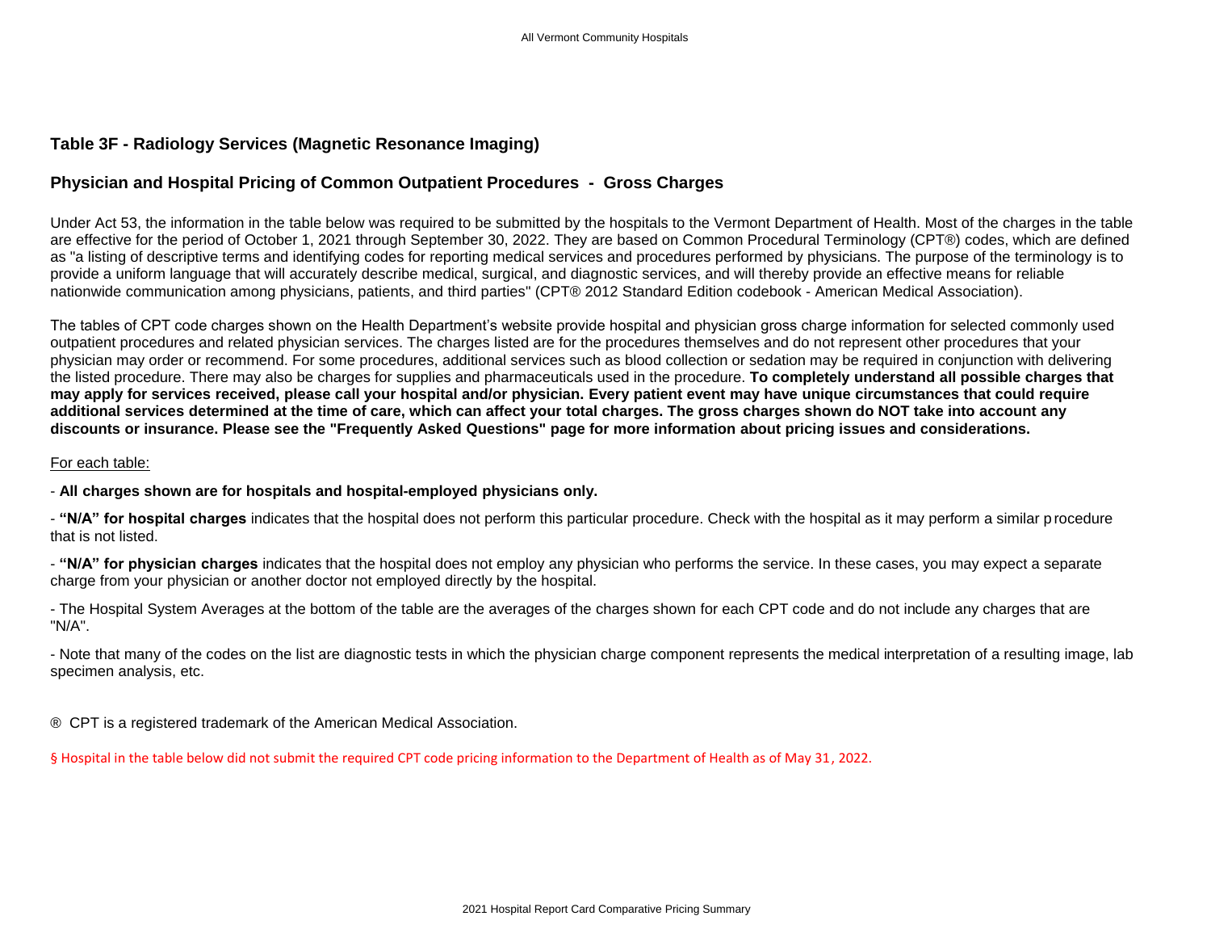## Table 3F - Radiology Services (Magnetic Resonance Imaging)

## Physician and Hospital Pricing of Common Outpatient Procedures - Gross Charges

Under Act 53, the information in the table below was required to be submitted by the hospitals to the Vermont Department of Health. Most of the charges in the table are effective for the period of October 1, 2021 through September 30, 2022. They are based on Common Procedural Terminology (CPT®) codes, which are defined as "a listing of descriptive terms and identifying codes for reporting medical services and procedures performed by physicians. The purpose of the terminology is to provide a uniform language that will accurately describe medical, surgical, and diagnostic services, and will thereby provide an effective means for reliable nationwide communication among physicians, patients, and third parties" (CPT® 2012 Standard Edition codebook - American Medical Association).

The tables of CPT code charges shown on the Health Department's website provide hospital and physician gross charge information for selected commonly used outpatient procedures and related physician services. The charges listed are for the procedures themselves and do not represent other procedures that your physician may order or recommend. For some procedures, additional services such as blood collection or sedation may be required in conjunction with delivering the listed procedure. There may also be charges for supplies and pharmaceuticals used in the procedure. **To completely understand all possible charges that may apply for services received, please call your hospital and/or physician. Every patient event may have unique circumstances that could require additional services determined at the time of care, which can affect your total charges. The gross charges shown do NOT take into account any discounts or insurance. Please see the "Frequently Asked Questions" page for more information about pricing issues and considerations.**

For each table:

- **All charges shown are for hospitals and hospital-employed physicians only.**

- **"N/A" for hospital charges** indicates that the hospital does not perform this particular procedure. Check with the hospital as it may perform a similar procedure that is not listed.

- **"N/A" for physician charges** indicates that the hospital does not employ any physician who performs the service. In these cases, you may expect a separate charge from your physician or another doctor not employed directly by the hospital.

- The Hospital System Averages at the bottom of the table are the averages of the charges shown for each CPT code and do not include any charges that are "N/A".

- Note that many of the codes on the list are diagnostic tests in which the physician charge component represents the medical interpretation of a resulting image, lab specimen analysis, etc.

® CPT is a registered trademark of the American Medical Association.

§ Hospital in the table below did not submit the required CPT code pricing information to the Department of Health as of May 31, 2022.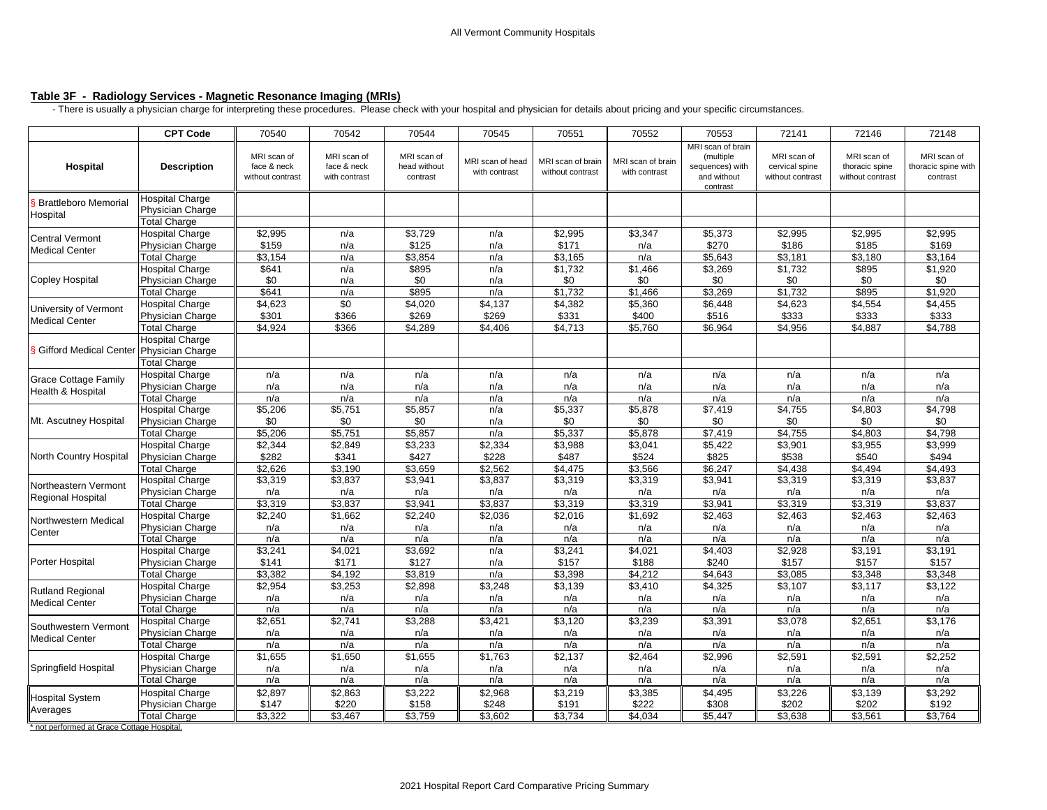All Vermont Community Hospitals

**Table 3F - Radiology Services - Magnetic Resonance Imaging (MRIs)**

- There is usually a physician charge for interpreting these procedures. Please check with your hospital and physician for details about pricing and your specific circumstances.

| | CPT Code | 70540 | 70542 | 70544 | 70545 | 70551 | 70552 | 70553 | 72141 | 72146 | 72148 |
|---|---|---|---|---|---|---|---|---|---|---|---|
| Hospital | Description | MRI scan of face & neck without contrast | MRI scan of face & neck with contrast | MRI scan of head without contrast | MRI scan of head with contrast | MRI scan of brain without contrast | MRI scan of brain with contrast | MRI scan of brain (multiple sequences) with and without contrast | MRI scan of cervical spine without contrast | MRI scan of thoracic spine without contrast | MRI scan of thoracic spine with contrast |
| § Brattleboro Memorial Hospital | Hospital Charge | | | | | | | | | | |
| | Physician Charge | | | | | | | | | | |
| | Total Charge | | | | | | | | | | |
| Central Vermont Medical Center | Hospital Charge | $2,995 | n/a | $3,729 | n/a | $2,995 | $3,347 | $5,373 | $2,995 | $2,995 | $2,995 |
| | Physician Charge | $159 | n/a | $125 | n/a | $171 | n/a | $270 | $186 | $185 | $169 |
| | Total Charge | $3,154 | n/a | $3,854 | n/a | $3,165 | n/a | $5,643 | $3,181 | $3,180 | $3,164 |
| Copley Hospital | Hospital Charge | $641 | n/a | $895 | n/a | $1,732 | $1,466 | $3,269 | $1,732 | $895 | $1,920 |
| | Physician Charge | $0 | n/a | $0 | n/a | $0 | $0 | $0 | $0 | $0 | $0 |
| | Total Charge | $641 | n/a | $895 | n/a | $1,732 | $1,466 | $3,269 | $1,732 | $895 | $1,920 |
| University of Vermont Medical Center | Hospital Charge | $4,623 | $0 | $4,020 | $4,137 | $4,382 | $5,360 | $6,448 | $4,623 | $4,554 | $4,455 |
| | Physician Charge | $301 | $366 | $269 | $269 | $331 | $400 | $516 | $333 | $333 | $333 |
| | Total Charge | $4,924 | $366 | $4,289 | $4,406 | $4,713 | $5,760 | $6,964 | $4,956 | $4,887 | $4,788 |
| § Gifford Medical Center | Hospital Charge | | | | | | | | | | |
| | Physician Charge | | | | | | | | | | |
| | Total Charge | | | | | | | | | | |
| Grace Cottage Family Health & Hospital | Hospital Charge | n/a | n/a | n/a | n/a | n/a | n/a | n/a | n/a | n/a | n/a |
| | Physician Charge | n/a | n/a | n/a | n/a | n/a | n/a | n/a | n/a | n/a | n/a |
| | Total Charge | n/a | n/a | n/a | n/a | n/a | n/a | n/a | n/a | n/a | n/a |
| Mt. Ascutney Hospital | Hospital Charge | $5,206 | $5,751 | $5,857 | n/a | $5,337 | $5,878 | $7,419 | $4,755 | $4,803 | $4,798 |
| | Physician Charge | $0 | $0 | $0 | n/a | $0 | $0 | $0 | $0 | $0 | $0 |
| | Total Charge | $5,206 | $5,751 | $5,857 | n/a | $5,337 | $5,878 | $7,419 | $4,755 | $4,803 | $4,798 |
| North Country Hospital | Hospital Charge | $2,344 | $2,849 | $3,233 | $2,334 | $3,988 | $3,041 | $5,422 | $3,901 | $3,955 | $3,999 |
| | Physician Charge | $282 | $341 | $427 | $228 | $487 | $524 | $825 | $538 | $540 | $494 |
| | Total Charge | $2,626 | $3,190 | $3,659 | $2,562 | $4,475 | $3,566 | $6,247 | $4,438 | $4,494 | $4,493 |
| Northeastern Vermont Regional Hospital | Hospital Charge | $3,319 | $3,837 | $3,941 | $3,837 | $3,319 | $3,319 | $3,941 | $3,319 | $3,319 | $3,837 |
| | Physician Charge | n/a | n/a | n/a | n/a | n/a | n/a | n/a | n/a | n/a | n/a |
| | Total Charge | $3,319 | $3,837 | $3,941 | $3,837 | $3,319 | $3,319 | $3,941 | $3,319 | $3,319 | $3,837 |
| Northwestern Medical Center | Hospital Charge | $2,240 | $1,662 | $2,240 | $2,036 | $2,016 | $1,692 | $2,463 | $2,463 | $2,463 | $2,463 |
| | Physician Charge | n/a | n/a | n/a | n/a | n/a | n/a | n/a | n/a | n/a | n/a |
| | Total Charge | n/a | n/a | n/a | n/a | n/a | n/a | n/a | n/a | n/a | n/a |
| Porter Hospital | Hospital Charge | $3,241 | $4,021 | $3,692 | n/a | $3,241 | $4,021 | $4,403 | $2,928 | $3,191 | $3,191 |
| | Physician Charge | $141 | $171 | $127 | n/a | $157 | $188 | $240 | $157 | $157 | $157 |
| | Total Charge | $3,382 | $4,192 | $3,819 | n/a | $3,398 | $4,212 | $4,643 | $3,085 | $3,348 | $3,348 |
| Rutland Regional Medical Center | Hospital Charge | $2,954 | $3,253 | $2,898 | $3,248 | $3,139 | $3,410 | $4,325 | $3,107 | $3,117 | $3,122 |
| | Physician Charge | n/a | n/a | n/a | n/a | n/a | n/a | n/a | n/a | n/a | n/a |
| | Total Charge | n/a | n/a | n/a | n/a | n/a | n/a | n/a | n/a | n/a | n/a |
| Southwestern Vermont Medical Center | Hospital Charge | $2,651 | $2,741 | $3,288 | $3,421 | $3,120 | $3,239 | $3,391 | $3,078 | $2,651 | $3,176 |
| | Physician Charge | n/a | n/a | n/a | n/a | n/a | n/a | n/a | n/a | n/a | n/a |
| | Total Charge | n/a | n/a | n/a | n/a | n/a | n/a | n/a | n/a | n/a | n/a |
| Springfield Hospital | Hospital Charge | $1,655 | $1,650 | $1,655 | $1,763 | $2,137 | $2,464 | $2,996 | $2,591 | $2,591 | $2,252 |
| | Physician Charge | n/a | n/a | n/a | n/a | n/a | n/a | n/a | n/a | n/a | n/a |
| | Total Charge | n/a | n/a | n/a | n/a | n/a | n/a | n/a | n/a | n/a | n/a |
| Hospital System Averages | Hospital Charge | $2,897 | $2,863 | $3,222 | $2,968 | $3,219 | $3,385 | $4,495 | $3,226 | $3,139 | $3,292 |
| | Physician Charge | $147 | $220 | $158 | $248 | $191 | $222 | $308 | $202 | $202 | $192 |
| | Total Charge | $3,322 | $3,467 | $3,759 | $3,602 | $3,734 | $4,034 | $5,447 | $3,638 | $3,561 | $3,764 |

* not performed at Grace Cottage Hospital.

2021 Hospital Report Card Comparative Pricing Summary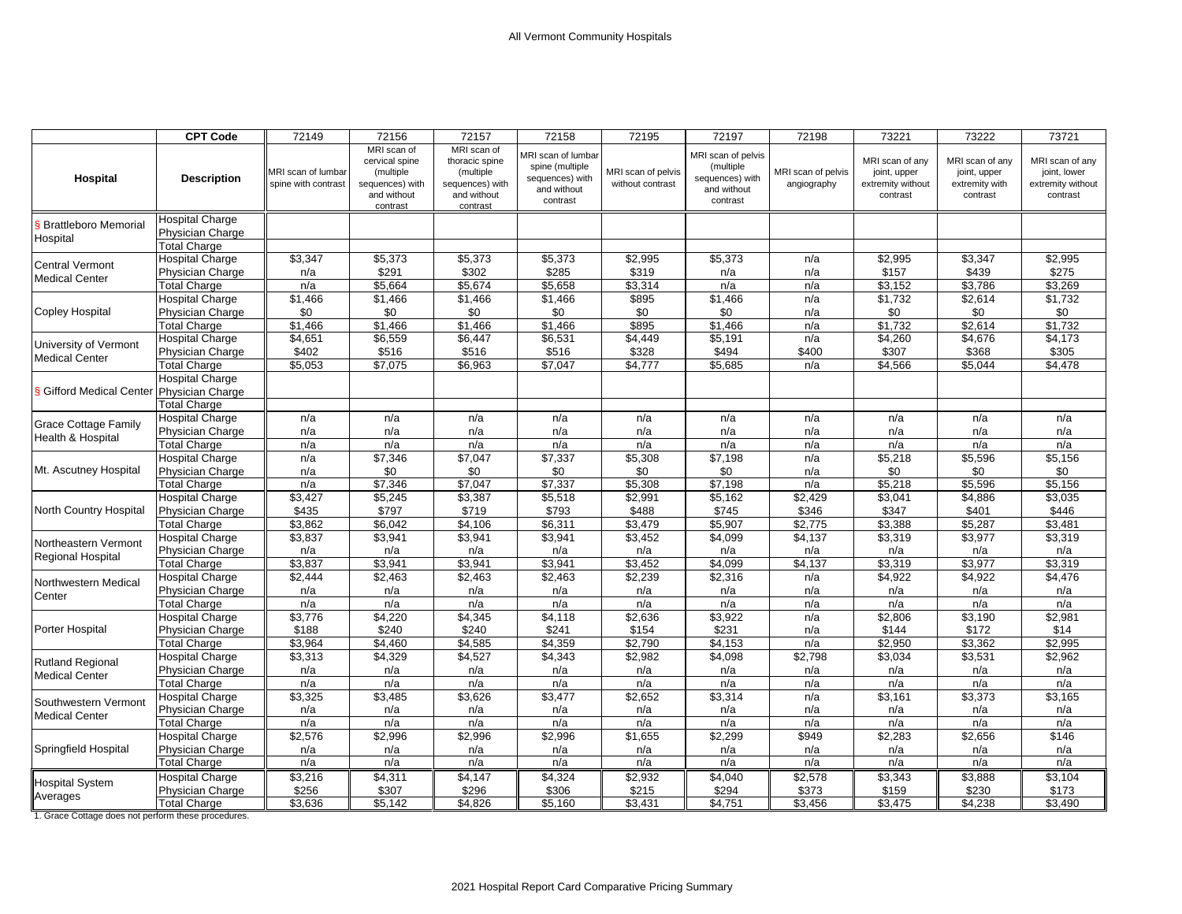All Vermont Community Hospitals

| | CPT Code | 72149 | 72156 | 72157 | 72158 | 72195 | 72197 | 72198 | 73221 | 73222 | 73721 |
|---|---|---|---|---|---|---|---|---|---|---|---|
| **Hospital** | **Description** | MRI scan of lumbar spine with contrast | MRI scan of cervical spine (multiple sequences) with and without contrast | MRI scan of thoracic spine (multiple sequences) with and without contrast | MRI scan of lumbar spine (multiple sequences) with and without contrast | MRI scan of pelvis without contrast | MRI scan of pelvis (multiple sequences) with and without contrast | MRI scan of pelvis angiography | MRI scan of any joint, upper extremity without contrast | MRI scan of any joint, upper extremity with contrast | MRI scan of any joint, lower extremity without contrast |
| § Brattleboro Memorial Hospital | Hospital Charge | | | | | | | | | | |
| | Physician Charge | | | | | | | | | | |
| | Total Charge | | | | | | | | | | |
| Central Vermont Medical Center | Hospital Charge | $3,347 | $5,373 | $5,373 | $5,373 | $2,995 | $5,373 | n/a | $2,995 | $3,347 | $2,995 |
| | Physician Charge | n/a | $291 | $302 | $285 | $319 | n/a | n/a | $157 | $439 | $275 |
| | Total Charge | n/a | $5,664 | $5,674 | $5,658 | $3,314 | n/a | n/a | $3,152 | $3,786 | $3,269 |
| Copley Hospital | Hospital Charge | $1,466 | $1,466 | $1,466 | $1,466 | $895 | $1,466 | n/a | $1,732 | $2,614 | $1,732 |
| | Physician Charge | $0 | $0 | $0 | $0 | $0 | $0 | n/a | $0 | $0 | $0 |
| | Total Charge | $1,466 | $1,466 | $1,466 | $1,466 | $895 | $1,466 | n/a | $1,732 | $2,614 | $1,732 |
| University of Vermont Medical Center | Hospital Charge | $4,651 | $6,559 | $6,447 | $6,531 | $4,449 | $5,191 | n/a | $4,260 | $4,676 | $4,173 |
| | Physician Charge | $402 | $516 | $516 | $516 | $328 | $494 | $400 | $307 | $368 | $305 |
| | Total Charge | $5,053 | $7,075 | $6,963 | $7,047 | $4,777 | $5,685 | n/a | $4,566 | $5,044 | $4,478 |
| § Gifford Medical Center | Hospital Charge | | | | | | | | | | |
| | Physician Charge | | | | | | | | | | |
| | Total Charge | | | | | | | | | | |
| Grace Cottage Family Health & Hospital | Hospital Charge | n/a | n/a | n/a | n/a | n/a | n/a | n/a | n/a | n/a | n/a |
| | Physician Charge | n/a | n/a | n/a | n/a | n/a | n/a | n/a | n/a | n/a | n/a |
| | Total Charge | n/a | n/a | n/a | n/a | n/a | n/a | n/a | n/a | n/a | n/a |
| Mt. Ascutney Hospital | Hospital Charge | n/a | $7,346 | $7,047 | $7,337 | $5,308 | $7,198 | n/a | $5,218 | $5,596 | $5,156 |
| | Physician Charge | n/a | $0 | $0 | $0 | $0 | $0 | n/a | $0 | $0 | $0 |
| | Total Charge | n/a | $7,346 | $7,047 | $7,337 | $5,308 | $7,198 | n/a | $5,218 | $5,596 | $5,156 |
| North Country Hospital | Hospital Charge | $3,427 | $5,245 | $3,387 | $5,518 | $2,991 | $5,162 | $2,429 | $3,041 | $4,886 | $3,035 |
| | Physician Charge | $435 | $797 | $719 | $793 | $488 | $745 | $346 | $347 | $401 | $446 |
| | Total Charge | $3,862 | $6,042 | $4,106 | $6,311 | $3,479 | $5,907 | $2,775 | $3,388 | $5,287 | $3,481 |
| Northeastern Vermont Regional Hospital | Hospital Charge | $3,837 | $3,941 | $3,941 | $3,941 | $3,452 | $4,099 | $4,137 | $3,319 | $3,977 | $3,319 |
| | Physician Charge | n/a | n/a | n/a | n/a | n/a | n/a | n/a | n/a | n/a | n/a |
| | Total Charge | $3,837 | $3,941 | $3,941 | $3,941 | $3,452 | $4,099 | $4,137 | $3,319 | $3,977 | $3,319 |
| Northwestern Medical Center | Hospital Charge | $2,444 | $2,463 | $2,463 | $2,463 | $2,239 | $2,316 | n/a | $4,922 | $4,922 | $4,476 |
| | Physician Charge | n/a | n/a | n/a | n/a | n/a | n/a | n/a | n/a | n/a | n/a |
| | Total Charge | n/a | n/a | n/a | n/a | n/a | n/a | n/a | n/a | n/a | n/a |
| Porter Hospital | Hospital Charge | $3,776 | $4,220 | $4,345 | $4,118 | $2,636 | $3,922 | n/a | $2,806 | $3,190 | $2,981 |
| | Physician Charge | $188 | $240 | $240 | $241 | $154 | $231 | n/a | $144 | $172 | $14 |
| | Total Charge | $3,964 | $4,460 | $4,585 | $4,359 | $2,790 | $4,153 | n/a | $2,950 | $3,362 | $2,995 |
| Rutland Regional Medical Center | Hospital Charge | $3,313 | $4,329 | $4,527 | $4,343 | $2,982 | $4,098 | $2,798 | $3,034 | $3,531 | $2,962 |
| | Physician Charge | n/a | n/a | n/a | n/a | n/a | n/a | n/a | n/a | n/a | n/a |
| | Total Charge | n/a | n/a | n/a | n/a | n/a | n/a | n/a | n/a | n/a | n/a |
| Southwestern Vermont Medical Center | Hospital Charge | $3,325 | $3,485 | $3,626 | $3,477 | $2,652 | $3,314 | n/a | $3,161 | $3,373 | $3,165 |
| | Physician Charge | n/a | n/a | n/a | n/a | n/a | n/a | n/a | n/a | n/a | n/a |
| | Total Charge | n/a | n/a | n/a | n/a | n/a | n/a | n/a | n/a | n/a | n/a |
| Springfield Hospital | Hospital Charge | $2,576 | $2,996 | $2,996 | $2,996 | $1,655 | $2,299 | $949 | $2,283 | $2,656 | $146 |
| | Physician Charge | n/a | n/a | n/a | n/a | n/a | n/a | n/a | n/a | n/a | n/a |
| | Total Charge | n/a | n/a | n/a | n/a | n/a | n/a | n/a | n/a | n/a | n/a |
| Hospital System Averages | Hospital Charge | $3,216 | $4,311 | $4,147 | $4,324 | $2,932 | $4,040 | $2,578 | $3,343 | $3,888 | $3,104 |
| | Physician Charge | $256 | $307 | $296 | $306 | $215 | $294 | $373 | $159 | $230 | $173 |
| | Total Charge | $3,636 | $5,142 | $4,826 | $5,160 | $3,431 | $4,751 | $3,456 | $3,475 | $4,238 | $3,490 |

1. Grace Cottage does not perform these procedures.

2021 Hospital Report Card Comparative Pricing Summary